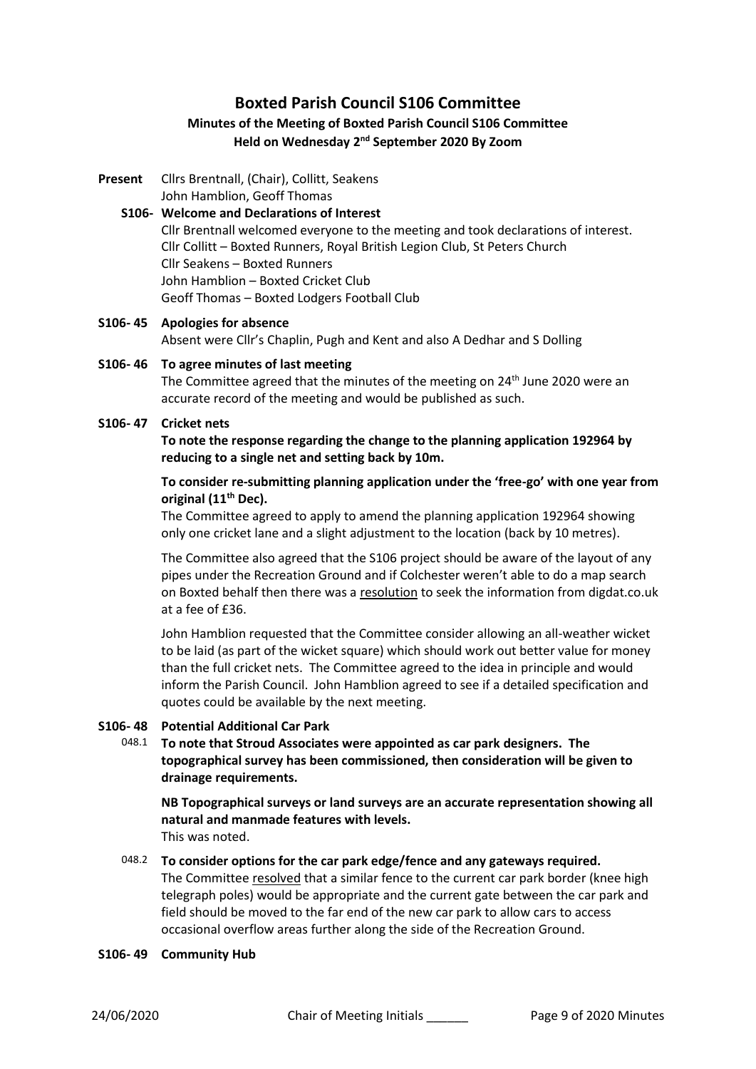# Boxted Parish Council S106 Committee

## Minutes of the Meeting of Boxted Parish Council S106 Committee
## Held on Wednesday 2nd September 2020 By Zoom

**Present** Cllrs Brentnall, (Chair), Collitt, Seakens
John Hamblion, Geoff Thomas

**S106- Welcome and Declarations of Interest**
Cllr Brentnall welcomed everyone to the meeting and took declarations of interest.
Cllr Collitt – Boxted Runners, Royal British Legion Club, St Peters Church
Cllr Seakens – Boxted Runners
John Hamblion – Boxted Cricket Club
Geoff Thomas – Boxted Lodgers Football Club

**S106- 45 Apologies for absence**
Absent were Cllr's Chaplin, Pugh and Kent and also A Dedhar and S Dolling

**S106- 46 To agree minutes of last meeting**
The Committee agreed that the minutes of the meeting on 24th June 2020 were an accurate record of the meeting and would be published as such.

**S106- 47 Cricket nets**
**To note the response regarding the change to the planning application 192964 by reducing to a single net and setting back by 10m.**

**To consider re-submitting planning application under the 'free-go' with one year from original (11th Dec).**
The Committee agreed to apply to amend the planning application 192964 showing only one cricket lane and a slight adjustment to the location (back by 10 metres).

The Committee also agreed that the S106 project should be aware of the layout of any pipes under the Recreation Ground and if Colchester weren't able to do a map search on Boxted behalf then there was a <u>resolution</u> to seek the information from digdat.co.uk at a fee of £36.

John Hamblion requested that the Committee consider allowing an all-weather wicket to be laid (as part of the wicket square) which should work out better value for money than the full cricket nets. The Committee agreed to the idea in principle and would inform the Parish Council. John Hamblion agreed to see if a detailed specification and quotes could be available by the next meeting.

**S106- 48 Potential Additional Car Park**

048.1 **To note that Stroud Associates were appointed as car park designers. The topographical survey has been commissioned, then consideration will be given to drainage requirements.**

**NB Topographical surveys or land surveys are an accurate representation showing all natural and manmade features with levels.**
This was noted.

048.2 **To consider options for the car park edge/fence and any gateways required.**
The Committee <u>resolved</u> that a similar fence to the current car park border (knee high telegraph poles) would be appropriate and the current gate between the car park and field should be moved to the far end of the new car park to allow cars to access occasional overflow areas further along the side of the Recreation Ground.

**S106- 49 Community Hub**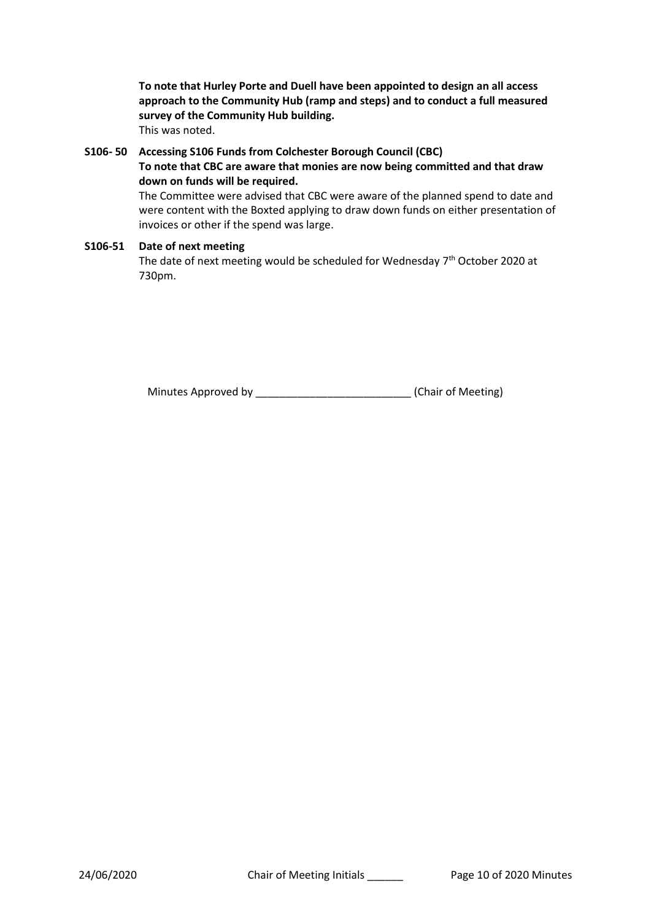**To note that Hurley Porte and Duell have been appointed to design an all access approach to the Community Hub (ramp and steps) and to conduct a full measured survey of the Community Hub building.**
This was noted.

**S106- 50 Accessing S106 Funds from Colchester Borough Council (CBC)**
**To note that CBC are aware that monies are now being committed and that draw down on funds will be required.**
The Committee were advised that CBC were aware of the planned spend to date and were content with the Boxted applying to draw down funds on either presentation of invoices or other if the spend was large.

**S106-51 Date of next meeting**
The date of next meeting would be scheduled for Wednesday 7th October 2020 at 730pm.

Minutes Approved by __________________________ (Chair of Meeting)

24/06/2020 Chair of Meeting Initials ______